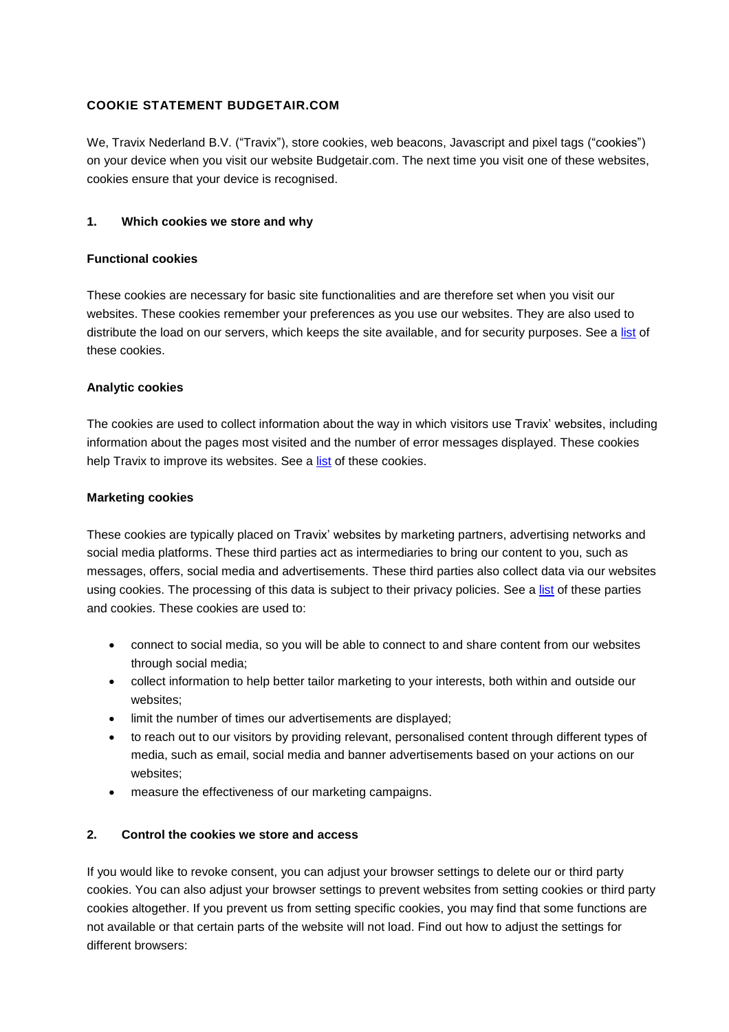# COOKIE STATEMENT BUDGETAIR.COM

We, Travix Nederland B.V. ("Travix"), store cookies, web beacons, Javascript and pixel tags ("cookies") on your device when you visit our website Budgetair.com. The next time you visit one of these websites, cookies ensure that your device is recognised.

## 1. Which cookies we store and why

### Functional cookies

These cookies are necessary for basic site functionalities and are therefore set when you visit our websites. These cookies remember your preferences as you use our websites. They are also used to distribute the load on our servers, which keeps the site available, and for security purposes. See a list of these cookies.

### Analytic cookies

The cookies are used to collect information about the way in which visitors use Travix' websites, including information about the pages most visited and the number of error messages displayed. These cookies help Travix to improve its websites. See a list of these cookies.

### Marketing cookies

These cookies are typically placed on Travix' websites by marketing partners, advertising networks and social media platforms. These third parties act as intermediaries to bring our content to you, such as messages, offers, social media and advertisements. These third parties also collect data via our websites using cookies. The processing of this data is subject to their privacy policies. See a list of these parties and cookies. These cookies are used to:

- connect to social media, so you will be able to connect to and share content from our websites through social media;
- collect information to help better tailor marketing to your interests, both within and outside our websites;
- limit the number of times our advertisements are displayed;
- to reach out to our visitors by providing relevant, personalised content through different types of media, such as email, social media and banner advertisements based on your actions on our websites;
- measure the effectiveness of our marketing campaigns.

## 2. Control the cookies we store and access

If you would like to revoke consent, you can adjust your browser settings to delete our or third party cookies. You can also adjust your browser settings to prevent websites from setting cookies or third party cookies altogether. If you prevent us from setting specific cookies, you may find that some functions are not available or that certain parts of the website will not load. Find out how to adjust the settings for different browsers: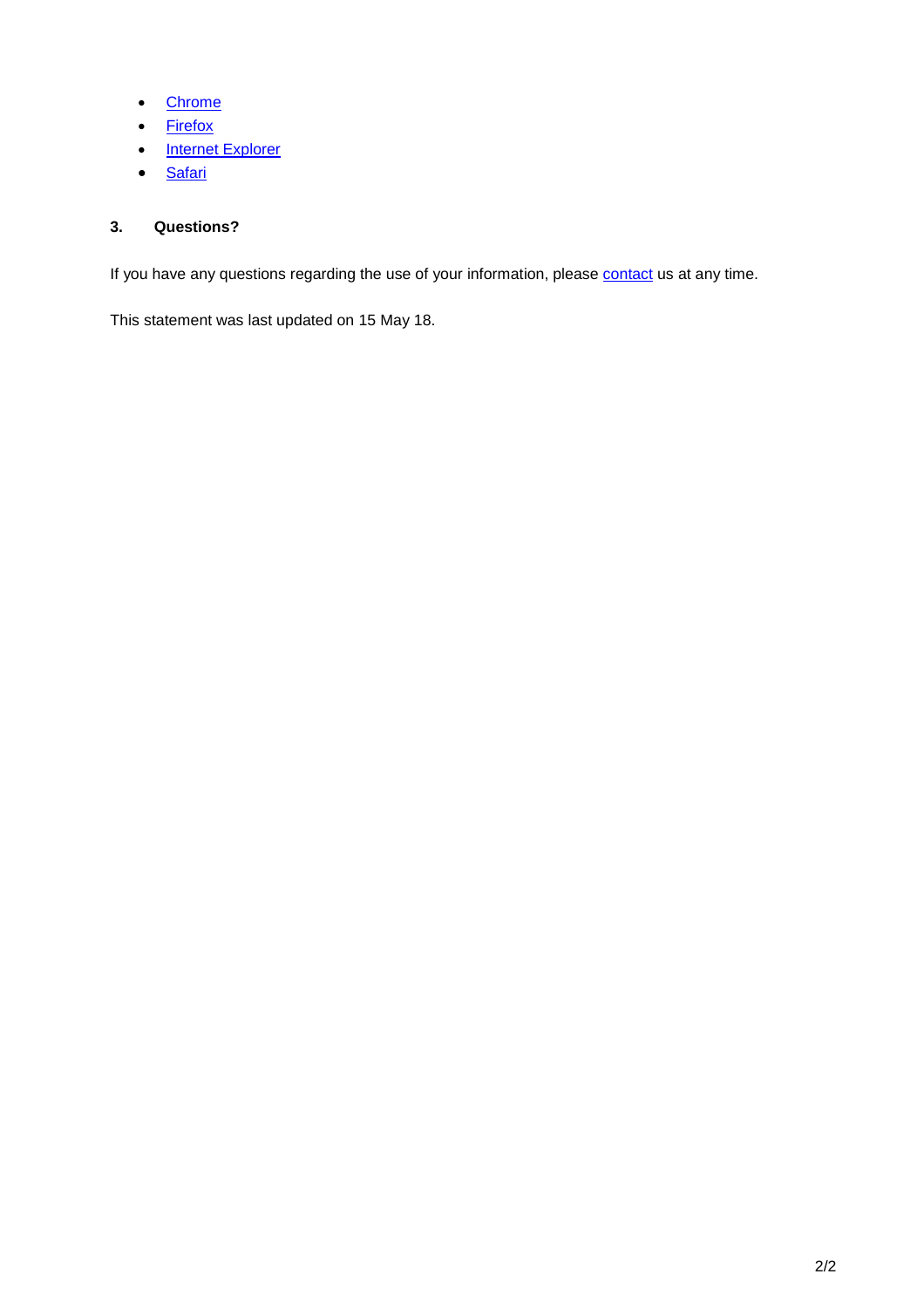- Chrome
- Firefox
- Internet Explorer
- Safari

### 3. Questions?

If you have any questions regarding the use of your information, please contact us at any time.

This statement was last updated on 15 May 18.